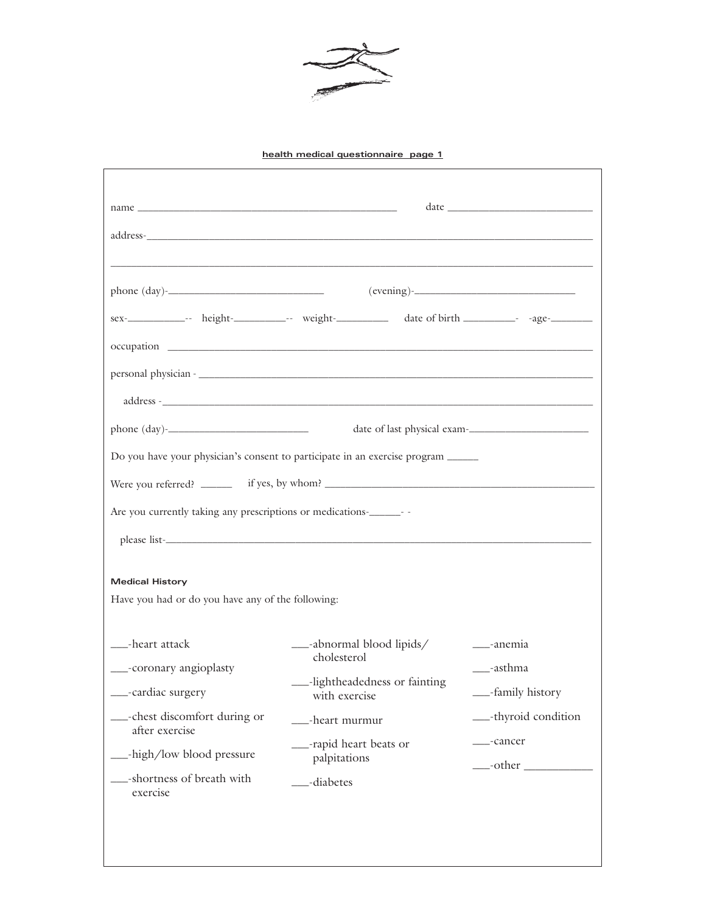**health medical questionnaire page 1**

name ______________________________ date ______________

address-____________________________________________________

____________________________________________________________

phone (day)-____________________ (evening)-____________________

sex-________-- height-________-- weight-________ date of birth ________- -age-________

occupation ____________________________________________________

personal physician - ___________________________________________

address -______________________________________________________

phone (day)-____________________ date of last physical exam-________________

Do you have your physician's consent to participate in an exercise program ______

Were you referred? ______ if yes, by whom? ______________________________

Are you currently taking any prescriptions or medications-______- -

please list-____________________________________________________

**Medical History**

Have you had or do you have any of the following:

___-heart attack

___-coronary angioplasty

___-cardiac surgery

___-chest discomfort during or after exercise

___-high/low blood pressure

___-shortness of breath with exercise

___-abnormal blood lipids/ cholesterol

___-lightheadedness or fainting with exercise

___-heart murmur

___-rapid heart beats or palpitations

___-diabetes

___-anemia

___-asthma

___-family history

___-thyroid condition

___-cancer

___-other ____________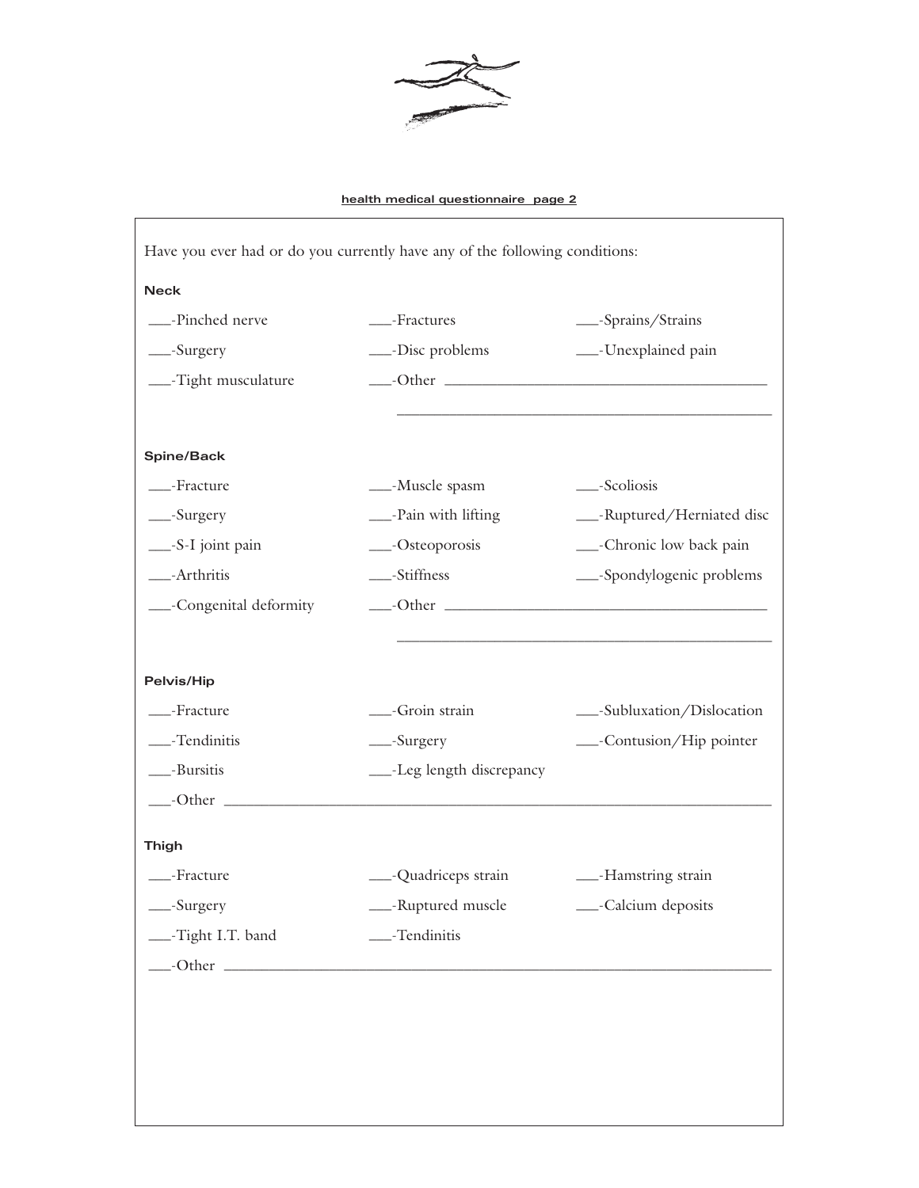**health medical questionnaire page 2**

Have you ever had or do you currently have any of the following conditions:

### Neck

___-Pinched nerve ___-Fractures ___-Sprains/Strains

___-Surgery ___-Disc problems ___-Unexplained pain

___-Tight musculature ___-Other ________________________________________

________________________________________________

### Spine/Back

___-Fracture ___-Muscle spasm ___-Scoliosis

___-Surgery ___-Pain with lifting ___-Ruptured/Herniated disc

___-S-I joint pain ___-Osteoporosis ___-Chronic low back pain

___-Arthritis ___-Stiffness ___-Spondylogenic problems

___-Congenital deformity ___-Other ________________________________________

________________________________________________

### Pelvis/Hip

___-Fracture ___-Groin strain ___-Subluxation/Dislocation

___-Tendinitis ___-Surgery ___-Contusion/Hip pointer

___-Bursitis ___-Leg length discrepancy

___-Other ________________________________________________________________

### Thigh

___-Fracture ___-Quadriceps strain ___-Hamstring strain

___-Surgery ___-Ruptured muscle ___-Calcium deposits

___-Tight I.T. band ___-Tendinitis

___-Other ________________________________________________________________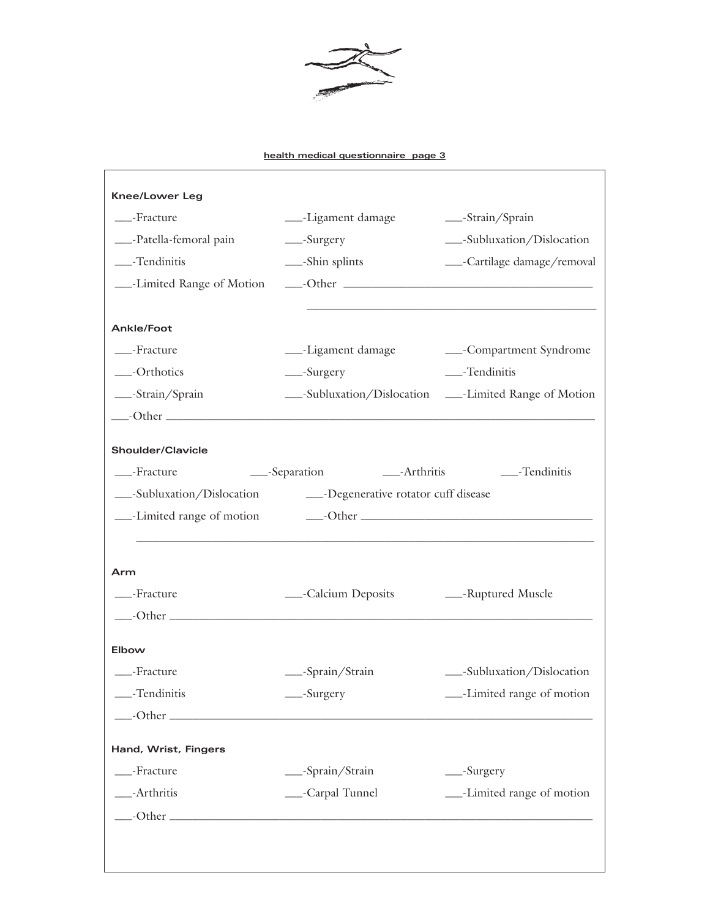health medical questionnaire page 3

**Knee/Lower Leg**

___-Fracture ___-Ligament damage ___-Strain/Sprain

___-Patella-femoral pain ___-Surgery ___-Subluxation/Dislocation

___-Tendinitis ___-Shin splints ___-Cartilage damage/removal

___-Limited Range of Motion ___-Other ________________________________________

________________________________________________

**Ankle/Foot**

___-Fracture ___-Ligament damage ___-Compartment Syndrome

___-Orthotics ___-Surgery ___-Tendinitis

___-Strain/Sprain ___-Subluxation/Dislocation ___-Limited Range of Motion

___-Other ________________________________________________________________

**Shoulder/Clavicle**

___-Fracture ___-Separation ___-Arthritis ___-Tendinitis

___-Subluxation/Dislocation ___-Degenerative rotator cuff disease

___-Limited range of motion ___-Other ____________________________________

________________________________________________________________________

**Arm**

___-Fracture ___-Calcium Deposits ___-Ruptured Muscle

___-Other ________________________________________________________________

**Elbow**

___-Fracture ___-Sprain/Strain ___-Subluxation/Dislocation

___-Tendinitis ___-Surgery ___-Limited range of motion

___-Other ________________________________________________________________

**Hand, Wrist, Fingers**

___-Fracture ___-Sprain/Strain ___-Surgery

___-Arthritis ___-Carpal Tunnel ___-Limited range of motion

___-Other ________________________________________________________________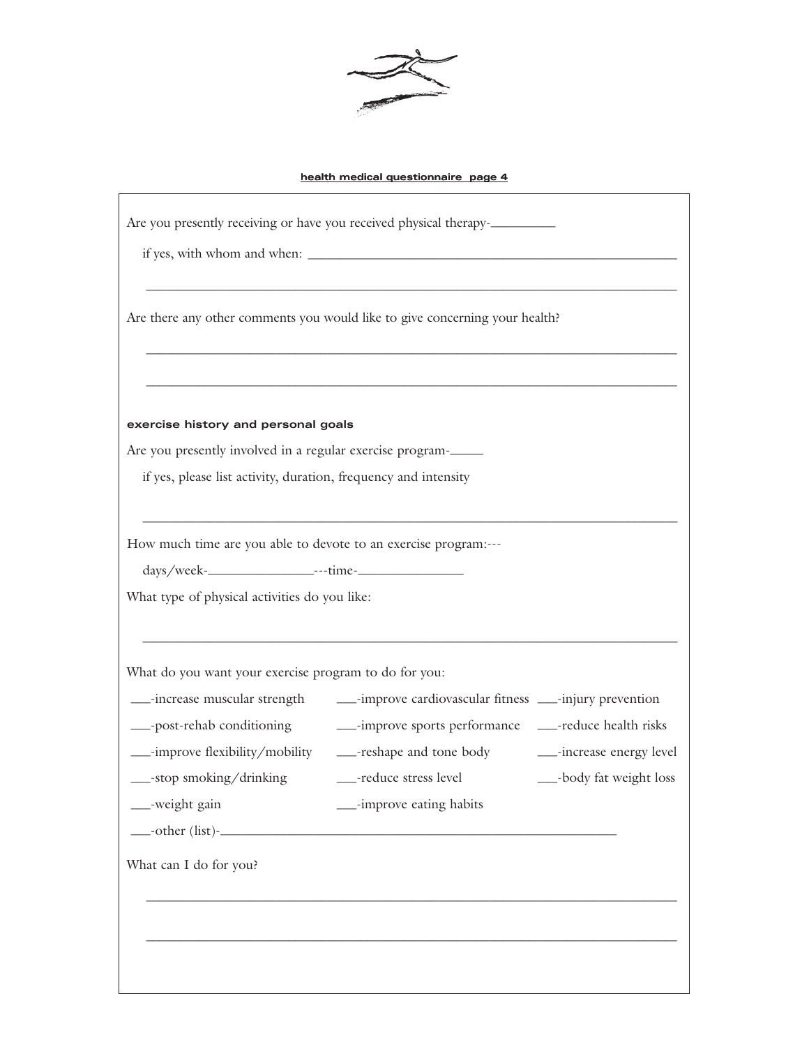**health medical questionnaire page 4**

Are you presently receiving or have you received physical therapy-_________

if yes, with whom and when: ____________________________________________________

________________________________________________________________________

Are there any other comments you would like to give concerning your health?

________________________________________________________________________

________________________________________________________________________

**exercise history and personal goals**

Are you presently involved in a regular exercise program-_____

if yes, please list activity, duration, frequency and intensity

________________________________________________________________________

How much time are you able to devote to an exercise program:---

days/week-_______________---time-_______________

What type of physical activities do you like:

________________________________________________________________________

What do you want your exercise program to do for you:

___-increase muscular strength
___-improve cardiovascular fitness
___-injury prevention
___-post-rehab conditioning
___-improve sports performance
___-reduce health risks
___-improve flexibility/mobility
___-reshape and tone body
___-increase energy level
___-stop smoking/drinking
___-reduce stress level
___-body fat weight loss
___-weight gain
___-improve eating habits
___-other (list)-_______________________________________________________

What can I do for you?

________________________________________________________________________

________________________________________________________________________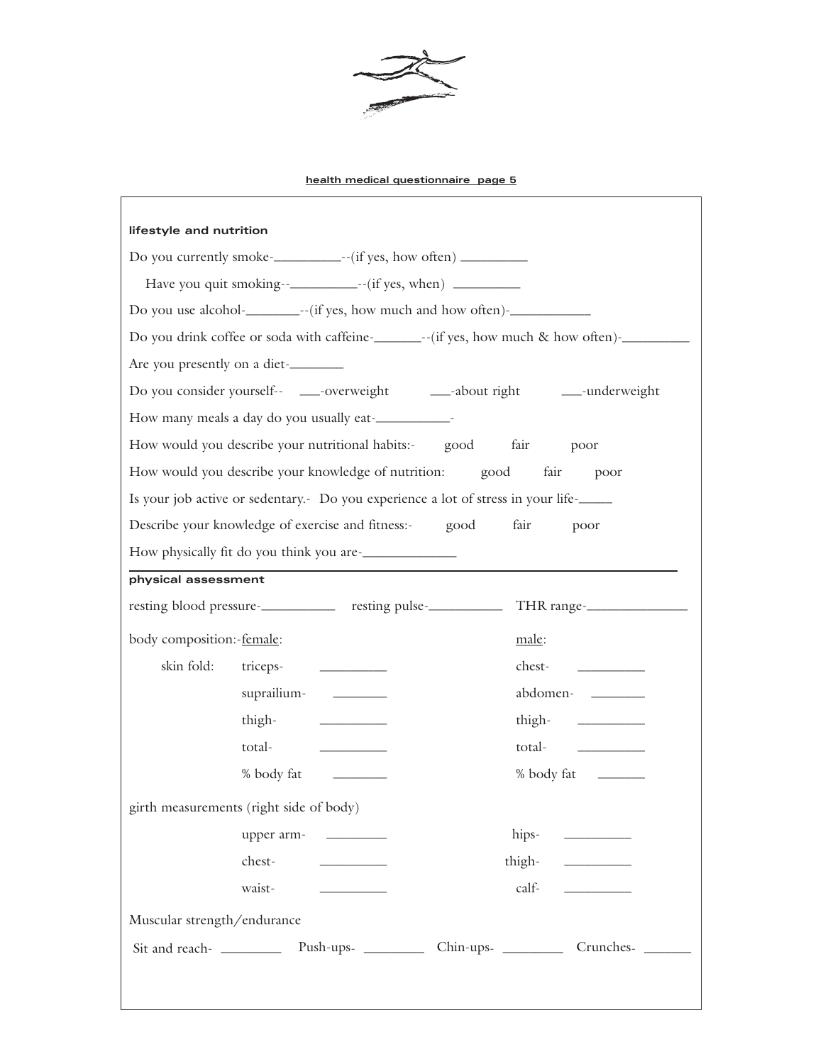**health medical questionnaire page 5**

**lifestyle and nutrition**

Do you currently smoke-__________--(if yes, how often) __________

Have you quit smoking--__________--(if yes, when) __________

Do you use alcohol-________--(if yes, how much and how often)-____________

Do you drink coffee or soda with caffeine-_______--(if yes, how much & how often)-__________

Are you presently on a diet-________

Do you consider yourself-- ___-overweight ___-about right ___-underweight

How many meals a day do you usually eat-___________-

How would you describe your nutritional habits:- good fair poor

How would you describe your knowledge of nutrition: good fair poor

Is your job active or sedentary.- Do you experience a lot of stress in your life-_____

Describe your knowledge of exercise and fitness:- good fair poor

How physically fit do you think you are-______________

**physical assessment**

resting blood pressure-___________ resting pulse-___________ THR range-_______________

body composition:-female:

skin fold:

triceps- __________

suprailium- ________

thigh- __________

total- __________

% body fat ________

male:

chest- __________

abdomen- ________

thigh- __________

total- __________

% body fat _______

girth measurements (right side of body)

upper arm- _________

chest- __________

waist- __________

hips- __________

thigh- __________

calf- __________

Muscular strength/endurance

Sit and reach- _________ Push-ups- _________ Chin-ups- _________ Crunches- _______